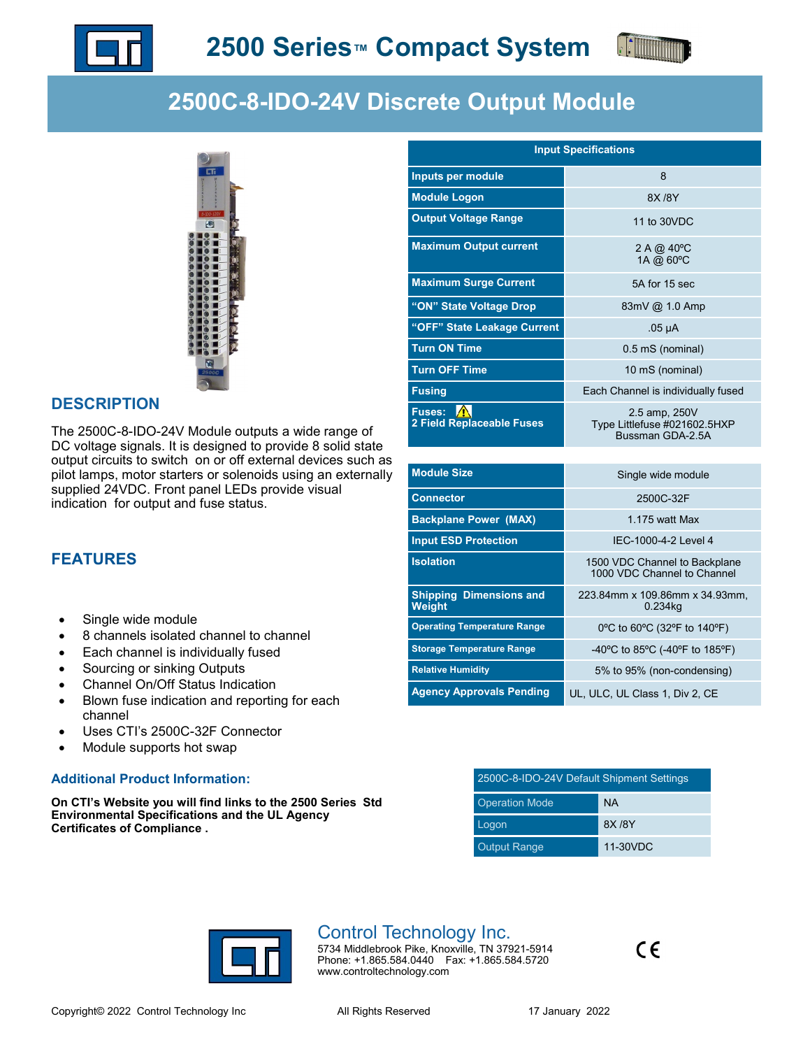# 2500 Series™ Compact System

## 2500C-8-IDO-24V Discrete Output Module

| Input Specifications | |
|---|---|
| **Inputs per module** | 8 |
| **Module Logon** | 8X /8Y |
| **Output Voltage Range** | 11 to 30VDC |
| **Maximum Output current** | 2 A @ 40ºC<br>1A @ 60ºC |
| **Maximum Surge Current** | 5A for 15 sec |
| **"ON" State Voltage Drop** | 83mV @ 1.0 Amp |
| **"OFF" State Leakage Current** | .05 µA |
| **Turn ON Time** | 0.5 mS (nominal) |
| **Turn OFF Time** | 10 mS (nominal) |
| **Fusing** | Each Channel is individually fused |
| **Fuses: ⚠ 2 Field Replaceable Fuses** | 2.5 amp, 250V<br>Type Littlefuse #021602.5HXP<br>Bussman GDA-2.5A |
| **Module Size** | Single wide module |
| **Connector** | 2500C-32F |
| **Backplane Power (MAX)** | 1.175 watt Max |
| **Input ESD Protection** | IEC-1000-4-2 Level 4 |
| **Isolation** | 1500 VDC Channel to Backplane<br>1000 VDC Channel to Channel |
| **Shipping Dimensions and Weight** | 223.84mm x 109.86mm x 34.93mm, 0.234kg |
| **Operating Temperature Range** | 0ºC to 60ºC (32ºF to 140ºF) |
| **Storage Temperature Range** | -40ºC to 85ºC (-40ºF to 185ºF) |
| **Relative Humidity** | 5% to 95% (non-condensing) |
| **Agency Approvals Pending** | UL, ULC, UL Class 1, Div 2, CE |

## DESCRIPTION

The 2500C-8-IDO-24V Module outputs a wide range of DC voltage signals. It is designed to provide 8 solid state output circuits to switch on or off external devices such as pilot lamps, motor starters or solenoids using an externally supplied 24VDC. Front panel LEDs provide visual indication for output and fuse status.

## FEATURES

- Single wide module
- 8 channels isolated channel to channel
- Each channel is individually fused
- Sourcing or sinking Outputs
- Channel On/Off Status Indication
- Blown fuse indication and reporting for each channel
- Uses CTI's 2500C-32F Connector
- Module supports hot swap

### Additional Product Information:

**On CTI's Website you will find links to the 2500 Series Std Environmental Specifications and the UL Agency Certificates of Compliance .**

| 2500C-8-IDO-24V Default Shipment Settings | |
|---|---|
| Operation Mode | NA |
| Logon | 8X /8Y |
| Output Range | 11-30VDC |

Control Technology Inc.
5734 Middlebrook Pike, Knoxville, TN 37921-5914
Phone: +1.865.584.0440 Fax: +1.865.584.5720
www.controltechnology.com

Copyright© 2022 Control Technology Inc All Rights Reserved 17 January 2022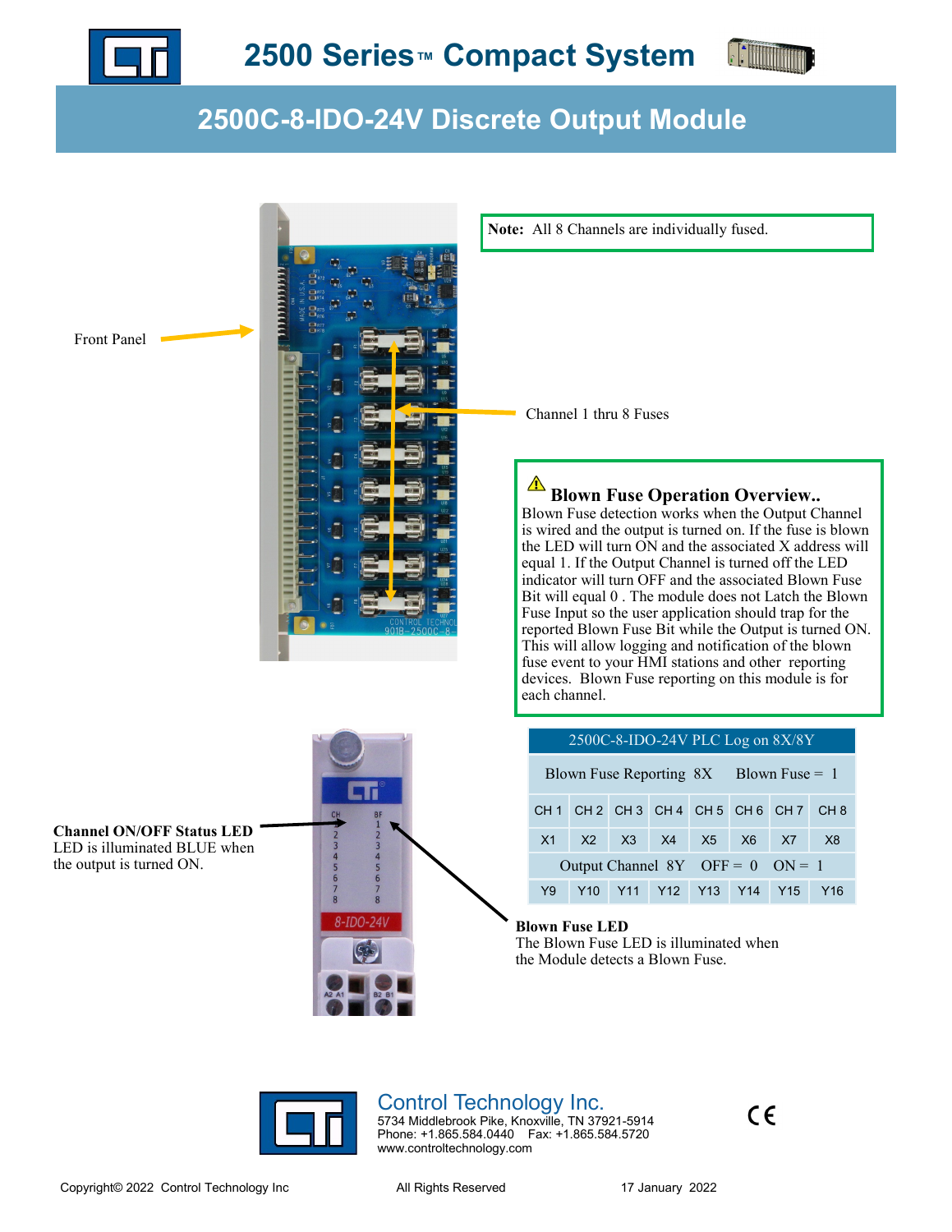# 2500 Series™ Compact System

## 2500C-8-IDO-24V Discrete Output Module

Front Panel

**Note:** All 8 Channels are individually fused.

Channel 1 thru 8 Fuses

### ⚠ Blown Fuse Operation Overview..

Blown Fuse detection works when the Output Channel is wired and the output is turned on. If the fuse is blown the LED will turn ON and the associated X address will equal 1. If the Output Channel is turned off the LED indicator will turn OFF and the associated Blown Fuse Bit will equal 0 . The module does not Latch the Blown Fuse Input so the user application should trap for the reported Blown Fuse Bit while the Output is turned ON. This will allow logging and notification of the blown fuse event to your HMI stations and other reporting devices. Blown Fuse reporting on this module is for each channel.

**Channel ON/OFF Status LED**
LED is illuminated BLUE when the output is turned ON.

| 2500C-8-IDO-24V PLC Log on 8X/8Y | | | | | | | |
|---|---|---|---|---|---|---|---|
| Blown Fuse Reporting 8X | | | | Blown Fuse = 1 | | | |
| CH 1 | CH 2 | CH 3 | CH 4 | CH 5 | CH 6 | CH 7 | CH 8 |
| X1 | X2 | X3 | X4 | X5 | X6 | X7 | X8 |
| Output Channel 8Y | | | | OFF = 0 | | ON = 1 | |
| Y9 | Y10 | Y11 | Y12 | Y13 | Y14 | Y15 | Y16 |

**Blown Fuse LED**
The Blown Fuse LED is illuminated when the Module detects a Blown Fuse.

Control Technology Inc.
5734 Middlebrook Pike, Knoxville, TN 37921-5914
Phone: +1.865.584.0440 Fax: +1.865.584.5720
www.controltechnology.com

Copyright© 2022 Control Technology Inc All Rights Reserved 17 January 2022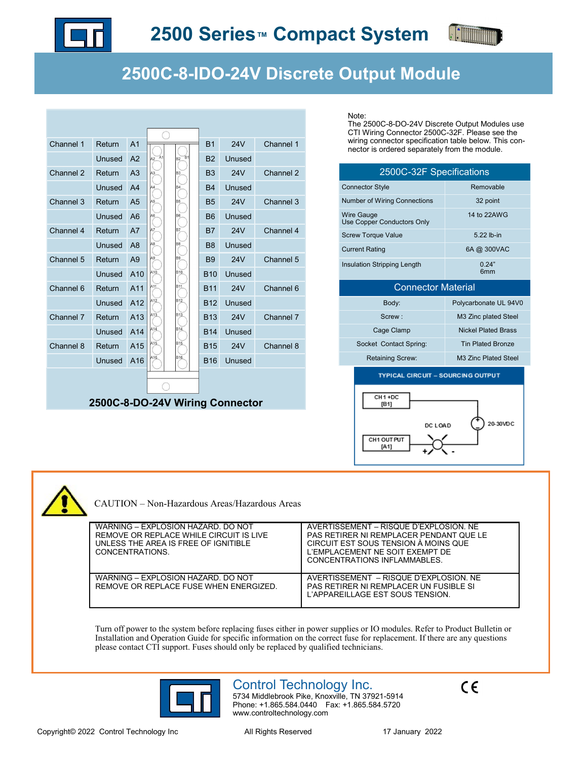# 2500 Series™ Compact System

## 2500C-8-IDO-24V Discrete Output Module

| | | | | | |
|---|---|---|---|---|---|
| Channel 1 | Return | A1 | B1 | 24V | Channel 1 |
| | Unused | A2 | B2 | Unused | |
| Channel 2 | Return | A3 | B3 | 24V | Channel 2 |
| | Unused | A4 | B4 | Unused | |
| Channel 3 | Return | A5 | B5 | 24V | Channel 3 |
| | Unused | A6 | B6 | Unused | |
| Channel 4 | Return | A7 | B7 | 24V | Channel 4 |
| | Unused | A8 | B8 | Unused | |
| Channel 5 | Return | A9 | B9 | 24V | Channel 5 |
| | Unused | A10 | B10 | Unused | |
| Channel 6 | Return | A11 | B11 | 24V | Channel 6 |
| | Unused | A12 | B12 | Unused | |
| Channel 7 | Return | A13 | B13 | 24V | Channel 7 |
| | Unused | A14 | B14 | Unused | |
| Channel 8 | Return | A15 | B15 | 24V | Channel 8 |
| | Unused | A16 | B16 | Unused | |

**2500C-8-DO-24V Wiring Connector**

Note:
The 2500C-8-DO-24V Discrete Output Modules use CTI Wiring Connector 2500C-32F. Please see the wiring connector specification table below. This connector is ordered separately from the module.

| 2500C-32F Specifications | |
|---|---|
| Connector Style | Removable |
| Number of Wiring Connections | 32 point |
| Wire Gauge<br>Use Copper Conductors Only | 14 to 22AWG |
| Screw Torque Value | 5.22 lb-in |
| Current Rating | 6A @ 300VAC |
| Insulation Stripping Length | 0.24"<br>6mm |
| **Connector Material** | |
| Body: | Polycarbonate UL 94V0 |
| Screw : | M3 Zinc plated Steel |
| Cage Clamp | Nickel Plated Brass |
| Socket Contact Spring: | Tin Plated Bronze |
| Retaining Screw: | M3 Zinc Plated Steel |

TYPICAL CIRCUIT – SOURCING OUTPUT

CH1 +DC [B1]
DC LOAD
20-30VDC
CH1 OUTPUT [A1]

CAUTION – Non-Hazardous Areas/Hazardous Areas

| | |
|---|---|
| WARNING – EXPLOSION HAZARD. DO NOT REMOVE OR REPLACE WHILE CIRCUIT IS LIVE UNLESS THE AREA IS FREE OF IGNITIBLE CONCENTRATIONS. | AVERTISSEMENT – RISQUE D'EXPLOSION. NE PAS RETIRER NI REMPLACER PENDANT QUE LE CIRCUIT EST SOUS TENSION À MOINS QUE L'EMPLACEMENT NE SOIT EXEMPT DE CONCENTRATIONS INFLAMMABLES. |
| WARNING – EXPLOSION HAZARD. DO NOT REMOVE OR REPLACE FUSE WHEN ENERGIZED. | AVERTISSEMENT – RISQUE D'EXPLOSION. NE PAS RETIRER NI REMPLACER UN FUSIBLE SI L'APPAREILLAGE EST SOUS TENSION. |

Turn off power to the system before replacing fuses either in power supplies or IO modules. Refer to Product Bulletin or Installation and Operation Guide for specific information on the correct fuse for replacement. If there are any questions please contact CTI support. Fuses should only be replaced by qualified technicians.

Control Technology Inc.
5734 Middlebrook Pike, Knoxville, TN 37921-5914
Phone: +1.865.584.0440 Fax: +1.865.584.5720
www.controltechnology.com

Copyright© 2022 Control Technology Inc All Rights Reserved 17 January 2022